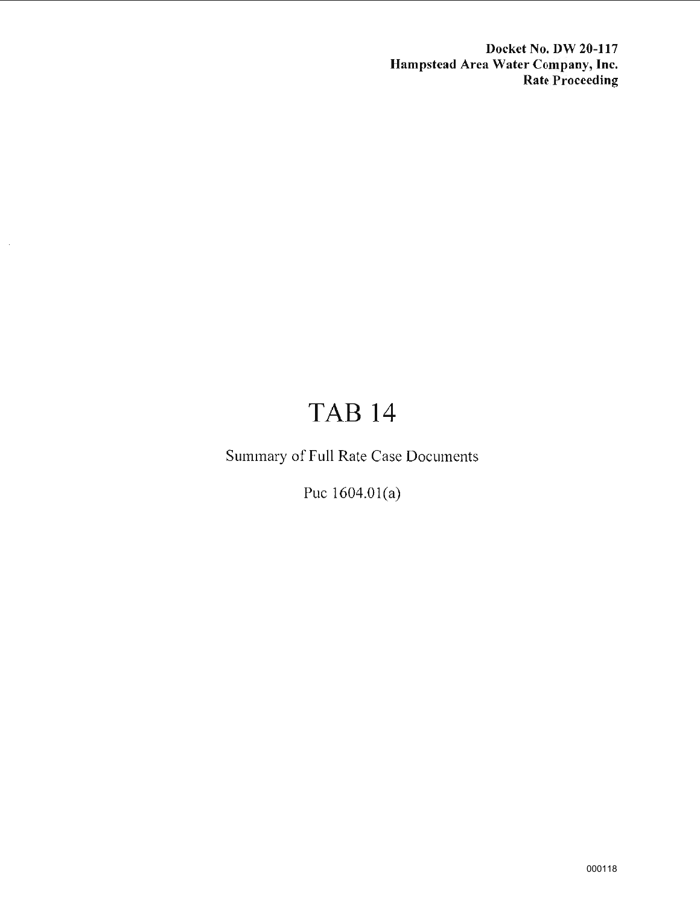**Docket No. DW 20-117**
**Hampstead Area Water Company, Inc.**
**Rate Proceeding**

# TAB 14

Summary of Full Rate Case Documents

Puc 1604.01(a)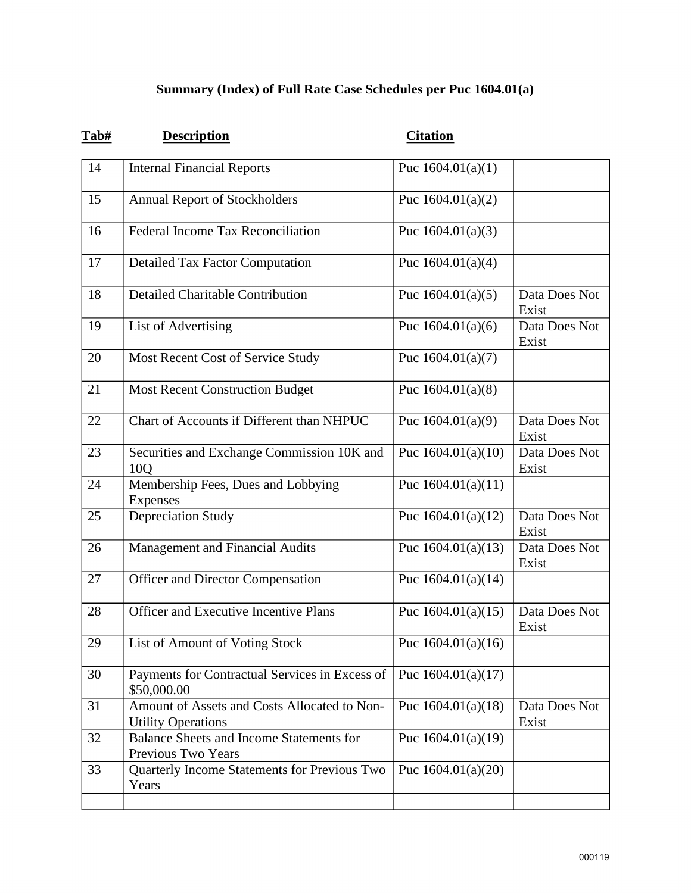**Summary (Index) of Full Rate Case Schedules per Puc 1604.01(a)**

| Tab# | Description | Citation | |
|---|---|---|---|
| 14 | Internal Financial Reports | Puc 1604.01(a)(1) | |
| 15 | Annual Report of Stockholders | Puc 1604.01(a)(2) | |
| 16 | Federal Income Tax Reconciliation | Puc 1604.01(a)(3) | |
| 17 | Detailed Tax Factor Computation | Puc 1604.01(a)(4) | |
| 18 | Detailed Charitable Contribution | Puc 1604.01(a)(5) | Data Does Not Exist |
| 19 | List of Advertising | Puc 1604.01(a)(6) | Data Does Not Exist |
| 20 | Most Recent Cost of Service Study | Puc 1604.01(a)(7) | |
| 21 | Most Recent Construction Budget | Puc 1604.01(a)(8) | |
| 22 | Chart of Accounts if Different than NHPUC | Puc 1604.01(a)(9) | Data Does Not Exist |
| 23 | Securities and Exchange Commission 10K and 10Q | Puc 1604.01(a)(10) | Data Does Not Exist |
| 24 | Membership Fees, Dues and Lobbying Expenses | Puc 1604.01(a)(11) | |
| 25 | Depreciation Study | Puc 1604.01(a)(12) | Data Does Not Exist |
| 26 | Management and Financial Audits | Puc 1604.01(a)(13) | Data Does Not Exist |
| 27 | Officer and Director Compensation | Puc 1604.01(a)(14) | |
| 28 | Officer and Executive Incentive Plans | Puc 1604.01(a)(15) | Data Does Not Exist |
| 29 | List of Amount of Voting Stock | Puc 1604.01(a)(16) | |
| 30 | Payments for Contractual Services in Excess of $50,000.00 | Puc 1604.01(a)(17) | |
| 31 | Amount of Assets and Costs Allocated to Non-Utility Operations | Puc 1604.01(a)(18) | Data Does Not Exist |
| 32 | Balance Sheets and Income Statements for Previous Two Years | Puc 1604.01(a)(19) | |
| 33 | Quarterly Income Statements for Previous Two Years | Puc 1604.01(a)(20) | |
| | | | |

000119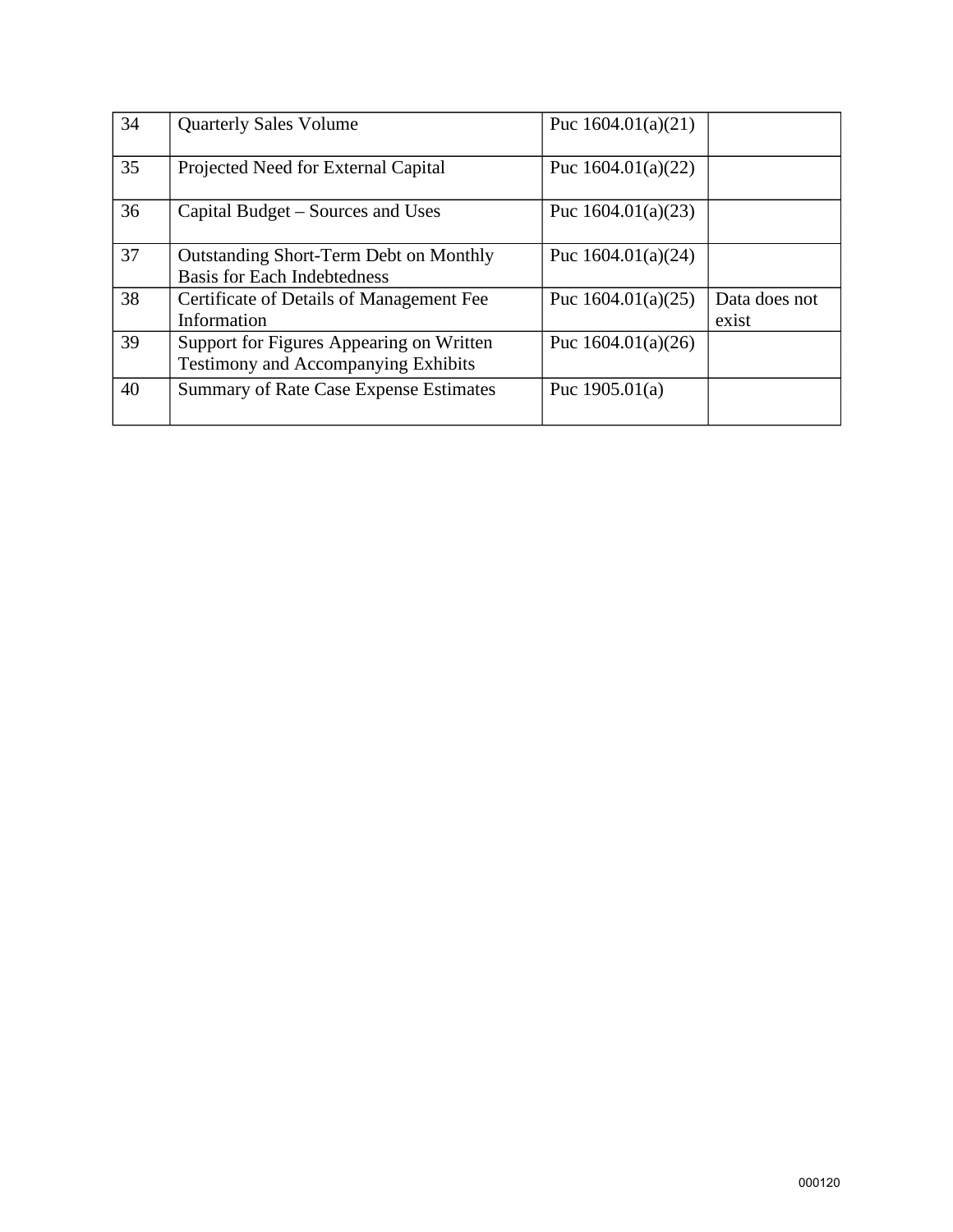| | | | |
|---|---|---|---|
| 34 | Quarterly Sales Volume | Puc 1604.01(a)(21) | |
| 35 | Projected Need for External Capital | Puc 1604.01(a)(22) | |
| 36 | Capital Budget – Sources and Uses | Puc 1604.01(a)(23) | |
| 37 | Outstanding Short-Term Debt on Monthly Basis for Each Indebtedness | Puc 1604.01(a)(24) | |
| 38 | Certificate of Details of Management Fee Information | Puc 1604.01(a)(25) | Data does not exist |
| 39 | Support for Figures Appearing on Written Testimony and Accompanying Exhibits | Puc 1604.01(a)(26) | |
| 40 | Summary of Rate Case Expense Estimates | Puc 1905.01(a) | |

000120